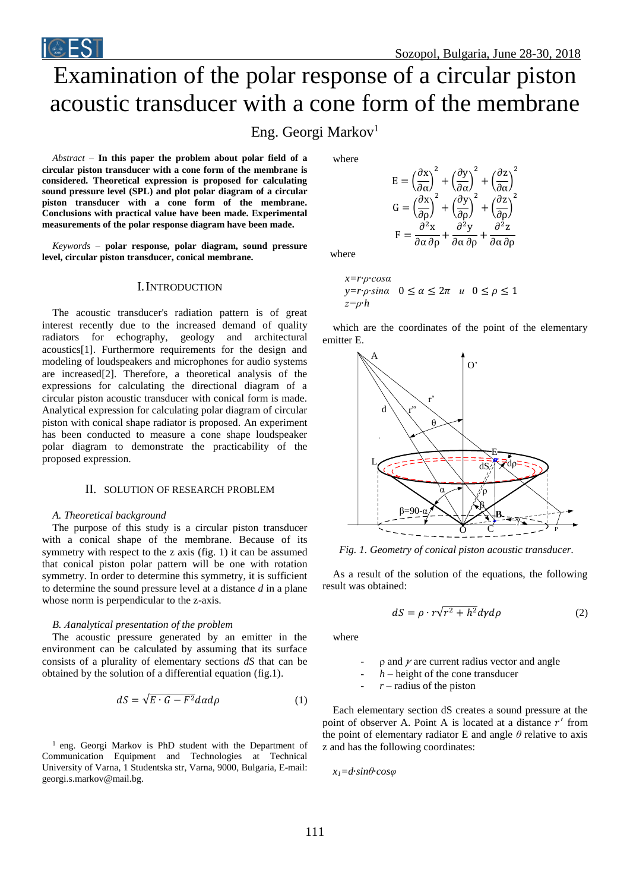# Examination of the polar response of a circular piston acoustic transducer with a cone form of the membrane

Eng. Georgi Markov[1]

*Abstract* – **In this paper the problem about polar field of a circular piston transducer with a cone form of the membrane is considered. Theoretical expression is proposed for calculating sound pressure level (SPL) and plot polar diagram of a circular piston transducer with a cone form of the membrane. Conclusions with practical value have been made. Experimental measurements of the polar response diagram have been made.**

*Keywords* – **polar response, polar diagram, sound pressure level, circular piston transducer, conical membrane.**

## I. INTRODUCTION

The acoustic transducer's radiation pattern is of great interest recently due to the increased demand of quality radiators for echography, geology and architectural acoustics[1]. Furthermore requirements for the design and modeling of loudspeakers and microphones for audio systems are increased[2]. Therefore, a theoretical analysis of the expressions for calculating the directional diagram of a circular piston acoustic transducer with conical form is made. Analytical expression for calculating polar diagram of circular piston with conical shape radiator is proposed. An experiment has been conducted to measure a cone shape loudspeaker polar diagram to demonstrate the practicability of the proposed expression.

## II. SOLUTION OF RESEARCH PROBLEM

### *A. Theoretical background*

The purpose of this study is a circular piston transducer with a conical shape of the membrane. Because of its symmetry with respect to the z axis (fig. 1) it can be assumed that conical piston polar pattern will be one with rotation symmetry. In order to determine this symmetry, it is sufficient to determine the sound pressure level at a distance *d* in a plane whose norm is perpendicular to the z-axis.

### *B. Aanalytical presentation of the problem*

The acoustic pressure generated by an emitter in the environment can be calculated by assuming that its surface consists of a plurality of elementary sections *dS* that can be obtained by the solution of a differential equation (fig.1).

$$dS = \sqrt{E \cdot G - F^2}\, d\alpha\, d\rho \tag{1}$$

where

$$E = \left(\frac{\partial x}{\partial \alpha}\right)^2 + \left(\frac{\partial y}{\partial \alpha}\right)^2 + \left(\frac{\partial z}{\partial \alpha}\right)^2$$

$$G = \left(\frac{\partial x}{\partial \rho}\right)^2 + \left(\frac{\partial y}{\partial \rho}\right)^2 + \left(\frac{\partial z}{\partial \rho}\right)^2$$

$$F = \frac{\partial^2 x}{\partial \alpha\, \partial \rho} + \frac{\partial^2 y}{\partial \alpha\, \partial \rho} + \frac{\partial^2 z}{\partial \alpha\, \partial \rho}$$

where

$x = r \cdot \rho \cdot \cos\alpha$
$y = r \cdot \rho \cdot \sin\alpha \quad 0 \le \alpha \le 2\pi \quad u \quad 0 \le \rho \le 1$
$z = \rho \cdot h$

which are the coordinates of the point of the elementary emitter E.

*Fig. 1. Geometry of conical piston acoustic transducer.*

As a result of the solution of the equations, the following result was obtained:

$$dS = \rho \cdot r\sqrt{r^2 + h^2}\, d\gamma\, d\rho \tag{2}$$

where

- ρ and $\gamma$ are current radius vector and angle
- $h$ – height of the cone transducer
- $r$ – radius of the piston

Each elementary section dS creates a sound pressure at the point of observer A. Point A is located at a distance $r'$ from the point of elementary radiator E and angle $\theta$ relative to axis z and has the following coordinates:

$x_1 = d \cdot \sin\theta \cdot \cos\varphi$

[1] eng. Georgi Markov is PhD student with the Department of Communication Equipment and Technologies at Technical University of Varna, 1 Studentska str, Varna, 9000, Bulgaria, E-mail: georgi.s.markov@mail.bg.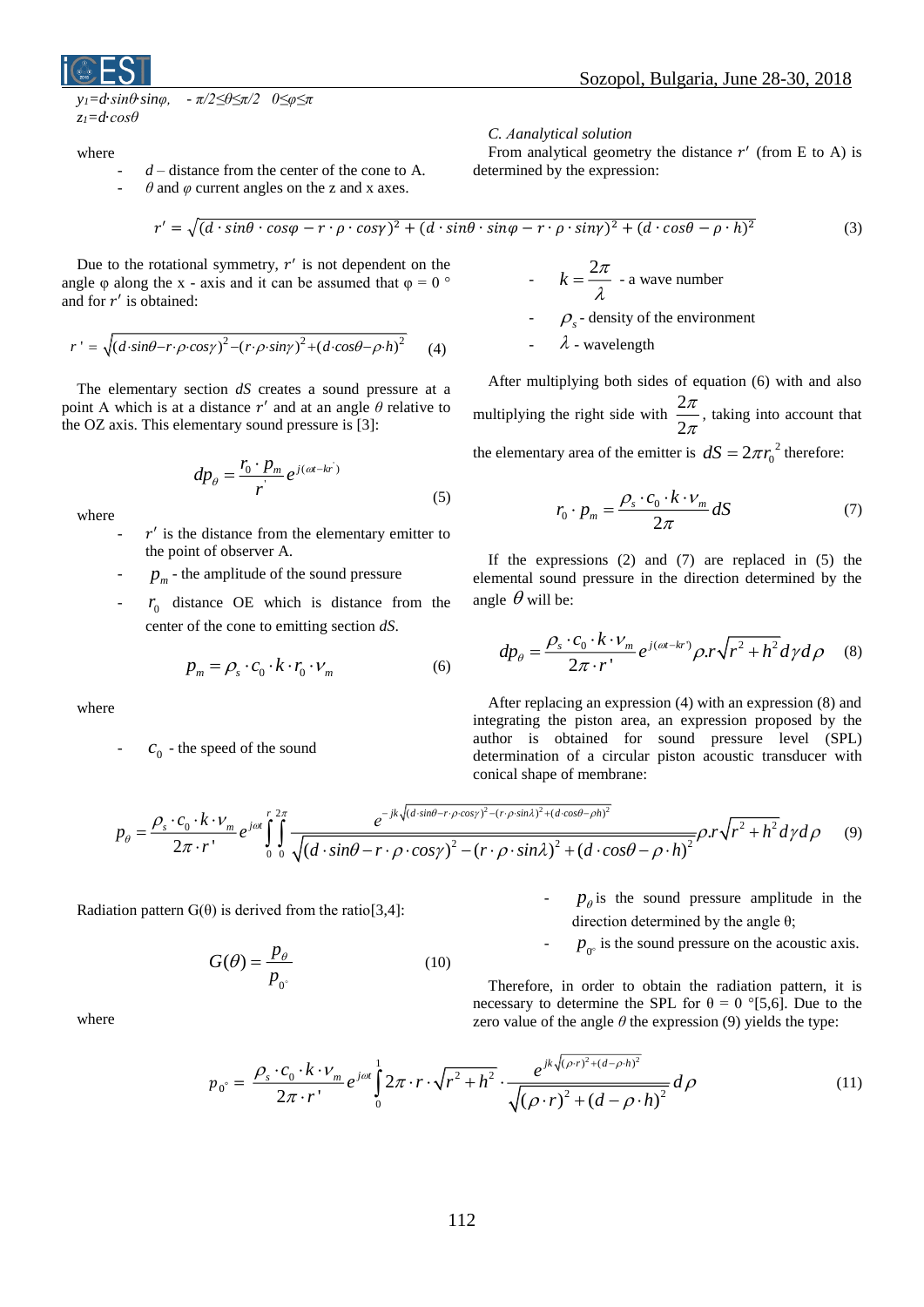$y_1 = d \cdot sin\theta \cdot sin\varphi$, $\quad -\pi/2 \leq \theta \leq \pi/2 \quad 0 \leq \varphi \leq \pi$

$z_1 = d \cdot cos\theta$

where

- $d$ – distance from the center of the cone to A.
- $\theta$ and $\varphi$ current angles on the z and x axes.

### C. Aanalytical solution

From analytical geometry the distance $r'$ (from E to A) is determined by the expression:

$$r' = \sqrt{(d \cdot sin\theta \cdot cos\varphi - r \cdot \rho \cdot cos\gamma)^2 + (d \cdot sin\theta \cdot sin\varphi - r \cdot \rho \cdot sin\gamma)^2 + (d \cdot cos\theta - \rho \cdot h)^2} \tag{3}$$

Due to the rotational symmetry, $r'$ is not dependent on the angle φ along the x - axis and it can be assumed that φ = 0 ° and for $r'$ is obtained:

$$r' = \sqrt{(d \cdot sin\theta - r \cdot \rho \cdot cos\gamma)^2 - (r \cdot \rho \cdot sin\gamma)^2 + (d \cdot cos\theta - \rho \cdot h)^2} \tag{4}$$

The elementary section $dS$ creates a sound pressure at a point A which is at a distance $r'$ and at an angle $\theta$ relative to the OZ axis. This elementary sound pressure is [3]:

$$dp_\theta = \frac{r_0 \cdot p_m}{r'} e^{j(\omega t - kr')} \tag{5}$$

where

- $r'$ is the distance from the elementary emitter to the point of observer A.
- $p_m$ - the amplitude of the sound pressure
- $r_0$ distance OE which is distance from the center of the cone to emitting section $dS$.

$$p_m = \rho_s \cdot c_0 \cdot k \cdot r_0 \cdot v_m \tag{6}$$

where

- $c_0$ - the speed of the sound
- $k = \dfrac{2\pi}{\lambda}$ - a wave number
- $\rho_s$ - density of the environment
- $\lambda$ - wavelength

After multiplying both sides of equation (6) with and also multiplying the right side with $\dfrac{2\pi}{2\pi}$, taking into account that the elementary area of the emitter is $dS = 2\pi r_0^2$ therefore:

$$r_0 \cdot p_m = \frac{\rho_s \cdot c_0 \cdot k \cdot v_m}{2\pi} dS \tag{7}$$

If the expressions (2) and (7) are replaced in (5) the elemental sound pressure in the direction determined by the angle $\theta$ will be:

$$dp_\theta = \frac{\rho_s \cdot c_0 \cdot k \cdot v_m}{2\pi \cdot r'} e^{j(\omega t - kr')} \rho . r \sqrt{r^2 + h^2}\, d\gamma\, d\rho \tag{8}$$

After replacing an expression (4) with an expression (8) and integrating the piston area, an expression proposed by the author is obtained for sound pressure level (SPL) determination of a circular piston acoustic transducer with conical shape of membrane:

$$p_\theta = \frac{\rho_s \cdot c_0 \cdot k \cdot v_m}{2\pi \cdot r'} e^{j\omega t} \int_0^r \int_0^{2\pi} \frac{e^{-jk\sqrt{(d \cdot sin\theta - r \cdot \rho \cdot cos\gamma)^2 - (r \cdot \rho \cdot sin\lambda)^2 + (d \cdot cos\theta - \rho h)^2}}}{\sqrt{(d \cdot sin\theta - r \cdot \rho \cdot cos\gamma)^2 - (r \cdot \rho \cdot sin\lambda)^2 + (d \cdot cos\theta - \rho \cdot h)^2}} \rho . r \sqrt{r^2 + h^2}\, d\gamma\, d\rho \tag{9}$$

Radiation pattern G(θ) is derived from the ratio[3,4]:

$$G(\theta) = \frac{p_\theta}{p_{0^\circ}} \tag{10}$$

where

- $p_\theta$ is the sound pressure amplitude in the direction determined by the angle θ;
- $p_{0^\circ}$ is the sound pressure on the acoustic axis.

Therefore, in order to obtain the radiation pattern, it is necessary to determine the SPL for θ = 0 °[5,6]. Due to the zero value of the angle $\theta$ the expression (9) yields the type:

$$p_{0^\circ} = \frac{\rho_s \cdot c_0 \cdot k \cdot v_m}{2\pi \cdot r'} e^{j\omega t} \int_0^1 2\pi \cdot r \cdot \sqrt{r^2 + h^2} \cdot \frac{e^{jk\sqrt{(\rho \cdot r)^2 + (d - \rho \cdot h)^2}}}{\sqrt{(\rho \cdot r)^2 + (d - \rho \cdot h)^2}} d\rho \tag{11}$$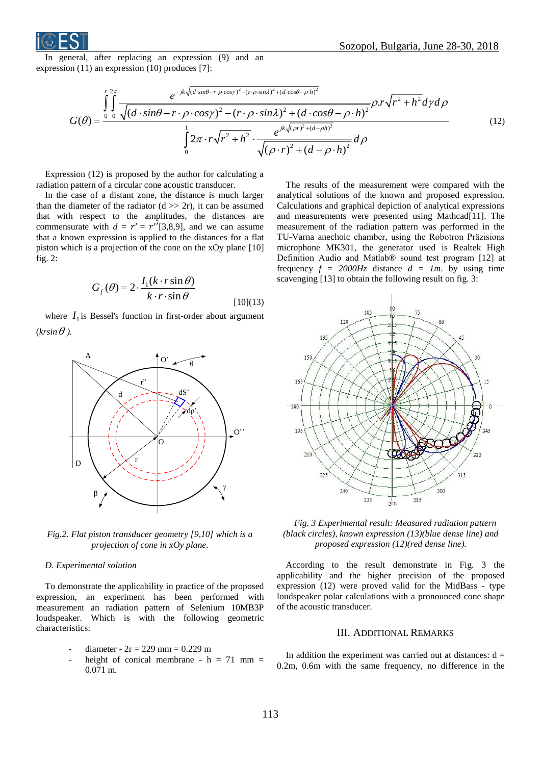In general, after replacing an expression (9) and an expression (11) an expression (10) produces [7]:

$$G(\theta)=\frac{\int_0^r\int_0^{2\pi}\frac{e^{-jk\sqrt{(d\cdot sin\theta-r\cdot\rho\cdot cos\gamma)^2-(r\cdot\rho\cdot sin\lambda)^2+(d\cdot cos\theta-\rho\cdot h)^2}}}{\sqrt{(d\cdot sin\theta-r\cdot\rho\cdot cos\gamma)^2-(r\cdot\rho\cdot sin\lambda)^2+(d\cdot cos\theta-\rho\cdot h)^2}}\rho.r\sqrt{r^2+h^2}\,d\gamma\, d\rho}{\int_0^1 2\pi\cdot r\sqrt{r^2+h^2}\cdot\frac{e^{jk\sqrt{(\rho r)^2+(d-\rho h)^2}}}{\sqrt{(\rho\cdot r)^2+(d-\rho\cdot h)^2}}d\rho} \tag{12}$$

Expression (12) is proposed by the author for calculating a radiation pattern of a circular cone acoustic transducer.

In the case of a distant zone, the distance is much larger than the diameter of the radiator (d >> 2r), it can be assumed that with respect to the amplitudes, the distances are commensurate with $d = r' = r''$[3,8,9], and we can assume that a known expression is applied to the distances for a flat piston which is a projection of the cone on the xOy plane [10] fig. 2:

$$G_f(\theta)=2\cdot\frac{I_1(k\cdot r\sin\theta)}{k\cdot r\cdot\sin\theta} \qquad [10](13)$$

where $I_1$ is Bessel's function in first-order about argument ($krsin\,\theta$).

*Fig.2. Flat piston transducer geometry [9,10] which is a projection of cone in xOy plane.*

### D. Experimental solution

To demonstrate the applicability in practice of the proposed expression, an experiment has been performed with measurement an radiation pattern of Selenium 10MB3P loudspeaker. Which is with the following geometric characteristics:

- diameter - 2r = 229 mm = 0.229 m
- height of conical membrane - h = 71 mm = 0.071 m.

The results of the measurement were compared with the analytical solutions of the known and proposed expression. Calculations and graphical depiction of analytical expressions and measurements were presented using Mathcad[11]. The measurement of the radiation pattern was performed in the TU-Varna anechoic chamber, using the Robotron Präzisions microphone MK301, the generator used is Realtek High Definition Audio and Matlab® sound test program [12] at frequency $f = 2000Hz$ distance $d = 1m$. by using time scavenging [13] to obtain the following result on fig. 3:

*Fig. 3 Experimental result: Measured radiation pattern (black circles), known expression (13)(blue dense line) and proposed expression (12)(red dense line).*

According to the result demonstrate in Fig. 3 the applicability and the higher precision of the proposed expression (12) were proved valid for the MidBass - type loudspeaker polar calculations with a pronounced cone shape of the acoustic transducer.

## III. Additional Remarks

In addition the experiment was carried out at distances: d = 0.2m, 0.6m with the same frequency, no difference in the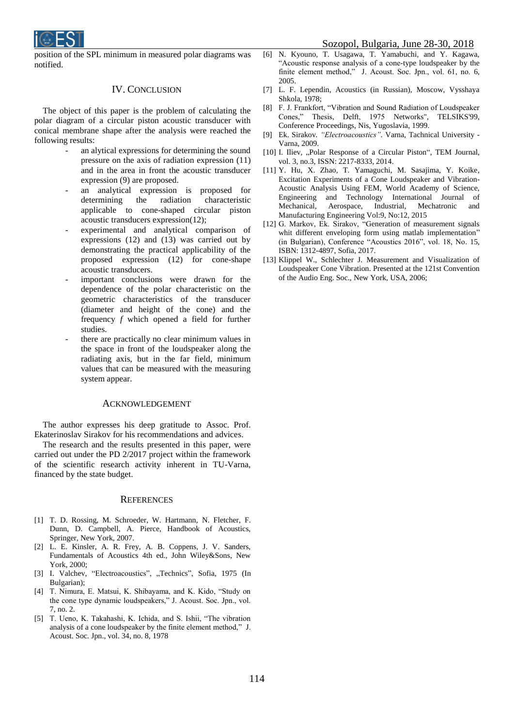position of the SPL minimum in measured polar diagrams was notified.

## IV. Conclusion

The object of this paper is the problem of calculating the polar diagram of a circular piston acoustic transducer with conical membrane shape after the analysis were reached the following results:

- an alytical expressions for determining the sound pressure on the axis of radiation expression (11) and in the area in front the acoustic transducer expression (9) are proposed.
- an analytical expression is proposed for determining the radiation characteristic applicable to cone-shaped circular piston acoustic transducers expression(12);
- experimental and analytical comparison of expressions (12) and (13) was carried out by demonstrating the practical applicability of the proposed expression (12) for cone-shape acoustic transducers.
- important conclusions were drawn for the dependence of the polar characteristic on the geometric characteristics of the transducer (diameter and height of the cone) and the frequency *f* which opened a field for further studies.
- there are practically no clear minimum values in the space in front of the loudspeaker along the radiating axis, but in the far field, minimum values that can be measured with the measuring system appear.

## Acknowledgement

The author expresses his deep gratitude to Assoc. Prof. Ekaterinoslav Sirakov for his recommendations and advices.

The research and the results presented in this paper, were carried out under the PD 2/2017 project within the framework of the scientific research activity inherent in TU-Varna, financed by the state budget.

## References

[1] T. D. Rossing, M. Schroeder, W. Hartmann, N. Fletcher, F. Dunn, D. Campbell, A. Pierce, Handbook of Acoustics, Springer, New York, 2007.

[2] L. E. Kinsler, A. R. Frey, A. B. Coppens, J. V. Sanders, Fundamentals of Acoustics 4th ed., John Wiley&Sons, New York, 2000;

[3] I. Valchev, "Electroacoustics", „Technics", Sofia, 1975 (In Bulgarian);

[4] T. Nimura, E. Matsui, K. Shibayama, and K. Kido, "Study on the cone type dynamic loudspeakers," J. Acoust. Soc. Jpn., vol. 7, no. 2.

[5] T. Ueno, K. Takahashi, K. Ichida, and S. Ishii, "The vibration analysis of a cone loudspeaker by the finite element method," J. Acoust. Soc. Jpn., vol. 34, no. 8, 1978

[6] N. Kyouno, T. Usagawa, T. Yamabuchi, and Y. Kagawa, "Acoustic response analysis of a cone-type loudspeaker by the finite element method," J. Acoust. Soc. Jpn., vol. 61, no. 6, 2005.

[7] L. F. Lependin, Acoustics (in Russian), Moscow, Vysshaya Shkola, 1978;

[8] F. J. Frankfort, "Vibration and Sound Radiation of Loudspeaker Cones," Thesis, Delft, 1975 Networks", TELSIKS'99, Conference Proceedings, Nis, Yugoslavia, 1999.

[9] Ek. Sirakov. *"Electroacoustics"*. Varna, Technical University - Varna, 2009.

[10] I. Iliev, „Polar Response of a Circular Piston", TEM Journal, vol. 3, no.3, ISSN: 2217-8333, 2014.

[11] Y. Hu, X. Zhao, T. Yamaguchi, M. Sasajima, Y. Koike, Excitation Experiments of a Cone Loudspeaker and Vibration-Acoustic Analysis Using FEM, World Academy of Science, Engineering and Technology International Journal of Mechanical, Aerospace, Industrial, Mechatronic and Manufacturing Engineering Vol:9, No:12, 2015

[12] G. Markov, Ek. Sirakov, "Generation of measurement signals whit different enveloping form using matlab implementation" (in Bulgarian), Conference "Acoustics 2016", vol. 18, No. 15, ISBN: 1312-4897, Sofia, 2017.

[13] Klippel W., Schlechter J. Measurement and Visualization of Loudspeaker Cone Vibration. Presented at the 121st Convention of the Audio Eng. Soc., New York, USA, 2006;